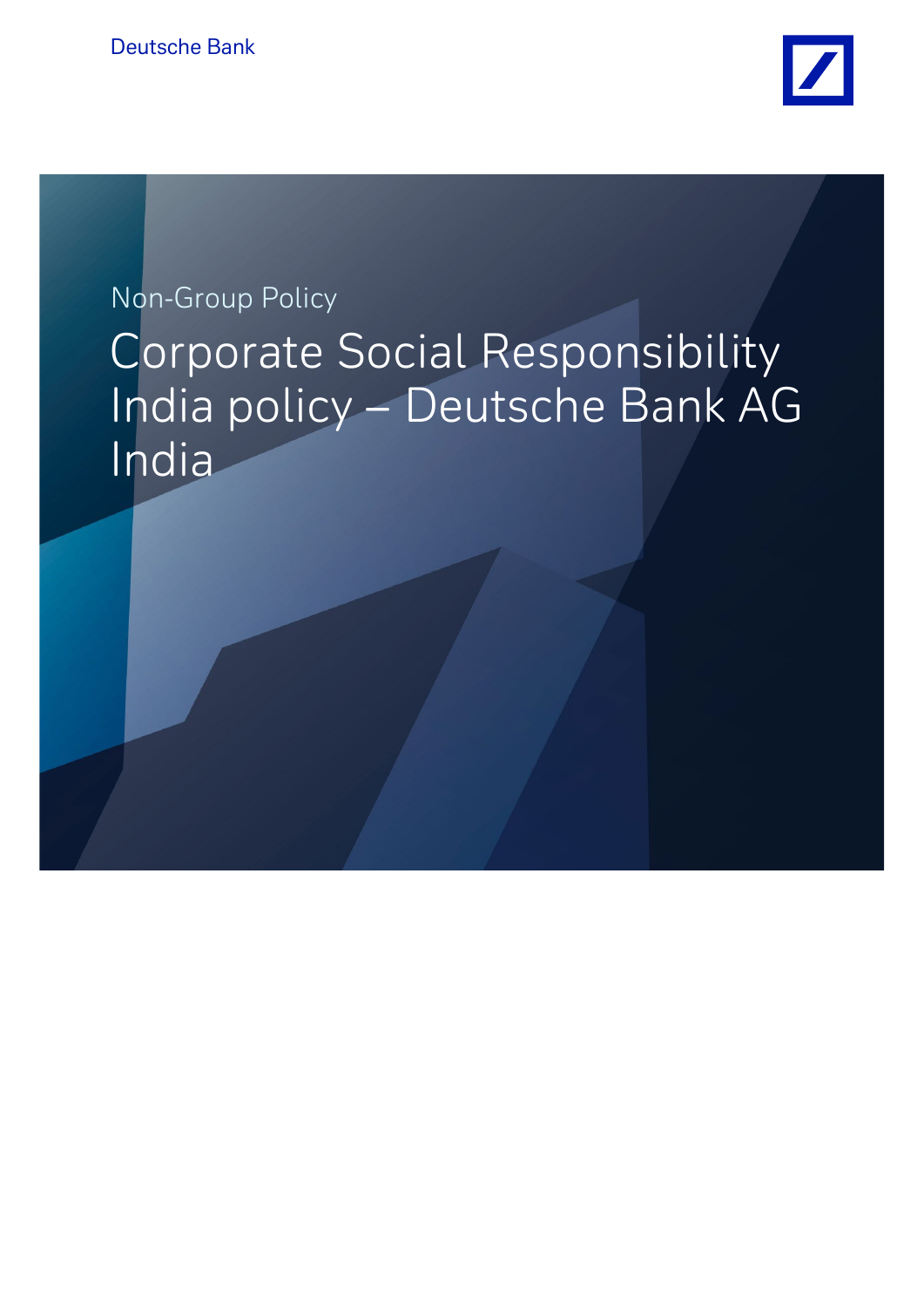Deutsche Bank

Non-Group Policy

# Corporate Social Responsibility India policy – Deutsche Bank AG India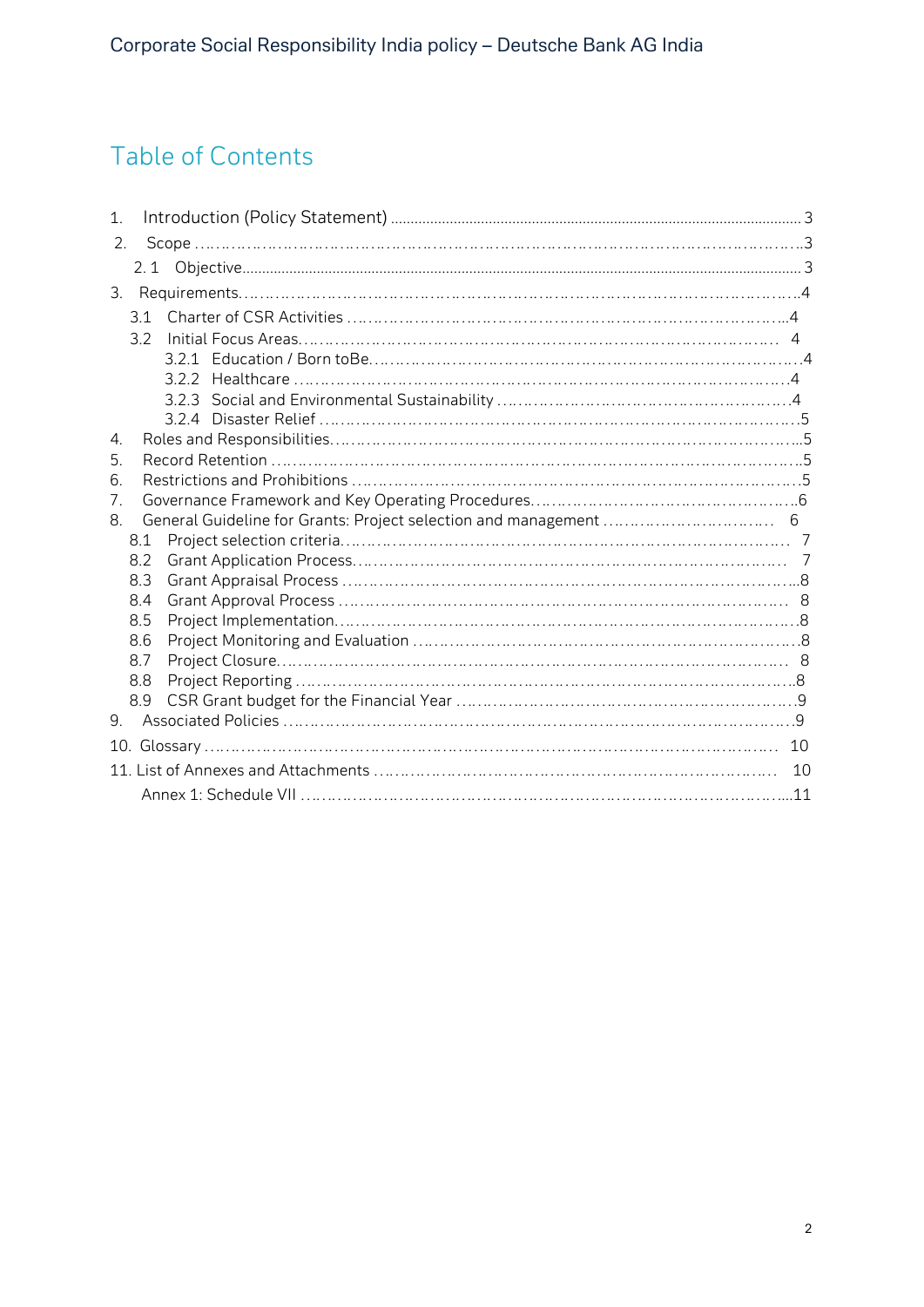# Table of Contents

1. Introduction (Policy Statement) ........................................................................................................ 3
2. Scope ……………………………………………………………………………………………..3
   2.1 Objective.............................................................................................................................................. 3
3. Requirements……………………………………………………………………………………….4
   3.1 Charter of CSR Activities …………………………………………………………………..4
   3.2 Initial Focus Areas………………………………………………………………………… 4
      3.2.1 Education / Born toBe……………………………………………………………………….4
      3.2.2 Healthcare ……………………………………………………………………………….4
      3.2.3 Social and Environmental Sustainability ………………………………………………4
      3.2.4 Disaster Relief ……………………………………………………………………………5
4. Roles and Responsibilities…………………………………………………………………………...5
5. Record Retention …………………………………………………………………………………….5
6. Restrictions and Prohibitions ………………………………………………………………………..5
7. Governance Framework and Key Operating Procedures…………………………………………….6
8. General Guideline for Grants: Project selection and management ………………………….. 6
   8.1 Project selection criteria………………………………………………………………………. 7
   8.2 Grant Application Process……………………………………………………………………… 7
   8.3 Grant Appraisal Process ………………………………………………………………………...8
   8.4 Grant Approval Process ……………………………………………………………………… 8
   8.5 Project Implementation………………………………………………………………………….8
   8.6 Project Monitoring and Evaluation ……………………………………………………………..8
   8.7 Project Closure………………………………………………………………………………… 8
   8.8 Project Reporting ………………………………………………………………………………..8
   8.9 CSR Grant budget for the Financial Year ……………………………………………………….9
9. Associated Policies ……………………………………………………………………………………9
10. Glossary ……………………………………………………………………………………………… 10
11. List of Annexes and Attachments ……………………………………………………………….. 10
    Annex 1: Schedule VII …………………………………………………………………………....11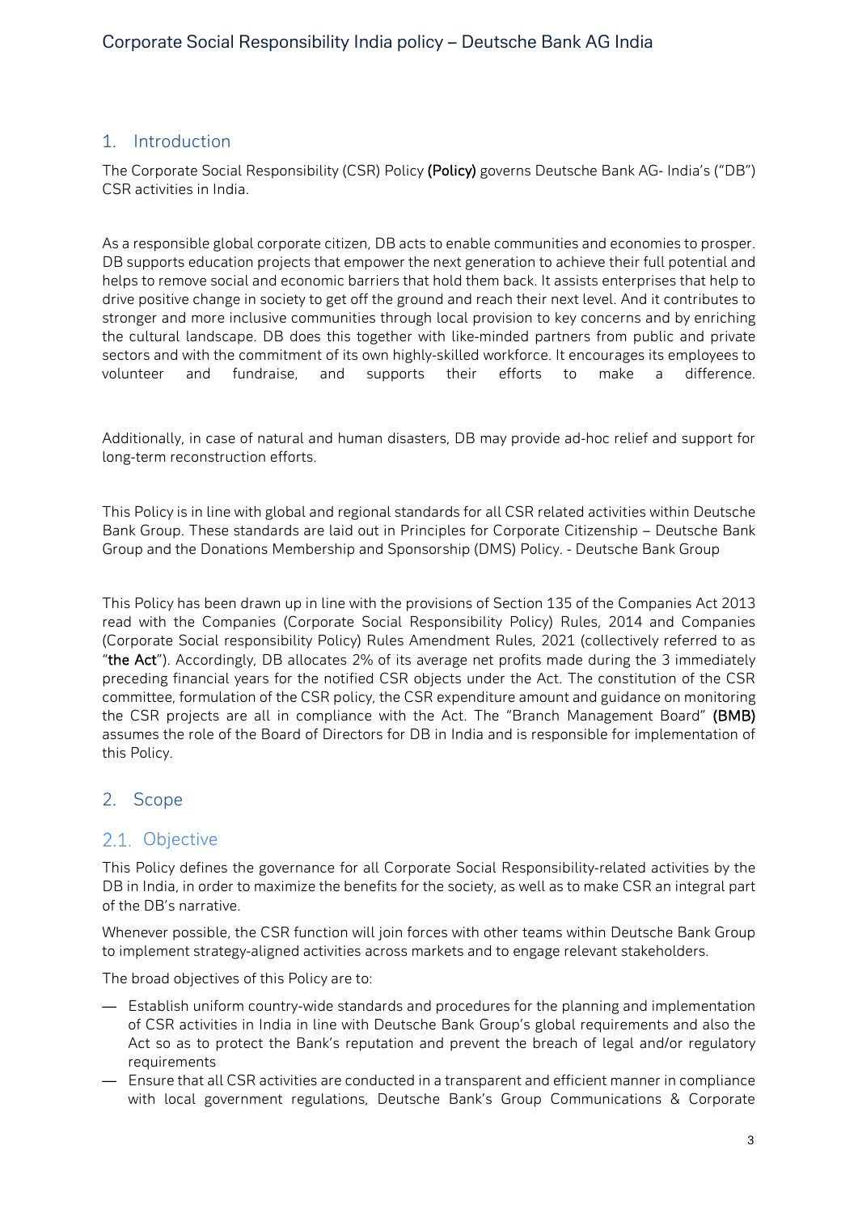## 1. Introduction

The Corporate Social Responsibility (CSR) Policy **(Policy)** governs Deutsche Bank AG- India's ("DB") CSR activities in India.

As a responsible global corporate citizen, DB acts to enable communities and economies to prosper. DB supports education projects that empower the next generation to achieve their full potential and helps to remove social and economic barriers that hold them back. It assists enterprises that help to drive positive change in society to get off the ground and reach their next level. And it contributes to stronger and more inclusive communities through local provision to key concerns and by enriching the cultural landscape. DB does this together with like-minded partners from public and private sectors and with the commitment of its own highly-skilled workforce. It encourages its employees to volunteer and fundraise, and supports their efforts to make a difference.

Additionally, in case of natural and human disasters, DB may provide ad-hoc relief and support for long-term reconstruction efforts.

This Policy is in line with global and regional standards for all CSR related activities within Deutsche Bank Group. These standards are laid out in Principles for Corporate Citizenship – Deutsche Bank Group and the Donations Membership and Sponsorship (DMS) Policy. - Deutsche Bank Group

This Policy has been drawn up in line with the provisions of Section 135 of the Companies Act 2013 read with the Companies (Corporate Social Responsibility Policy) Rules, 2014 and Companies (Corporate Social responsibility Policy) Rules Amendment Rules, 2021 (collectively referred to as "**the Act**"). Accordingly, DB allocates 2% of its average net profits made during the 3 immediately preceding financial years for the notified CSR objects under the Act. The constitution of the CSR committee, formulation of the CSR policy, the CSR expenditure amount and guidance on monitoring the CSR projects are all in compliance with the Act. The "Branch Management Board" **(BMB)** assumes the role of the Board of Directors for DB in India and is responsible for implementation of this Policy.

## 2. Scope

### 2.1. Objective

This Policy defines the governance for all Corporate Social Responsibility-related activities by the DB in India, in order to maximize the benefits for the society, as well as to make CSR an integral part of the DB's narrative.

Whenever possible, the CSR function will join forces with other teams within Deutsche Bank Group to implement strategy-aligned activities across markets and to engage relevant stakeholders.

The broad objectives of this Policy are to:

- Establish uniform country-wide standards and procedures for the planning and implementation of CSR activities in India in line with Deutsche Bank Group's global requirements and also the Act so as to protect the Bank's reputation and prevent the breach of legal and/or regulatory requirements
- Ensure that all CSR activities are conducted in a transparent and efficient manner in compliance with local government regulations, Deutsche Bank's Group Communications & Corporate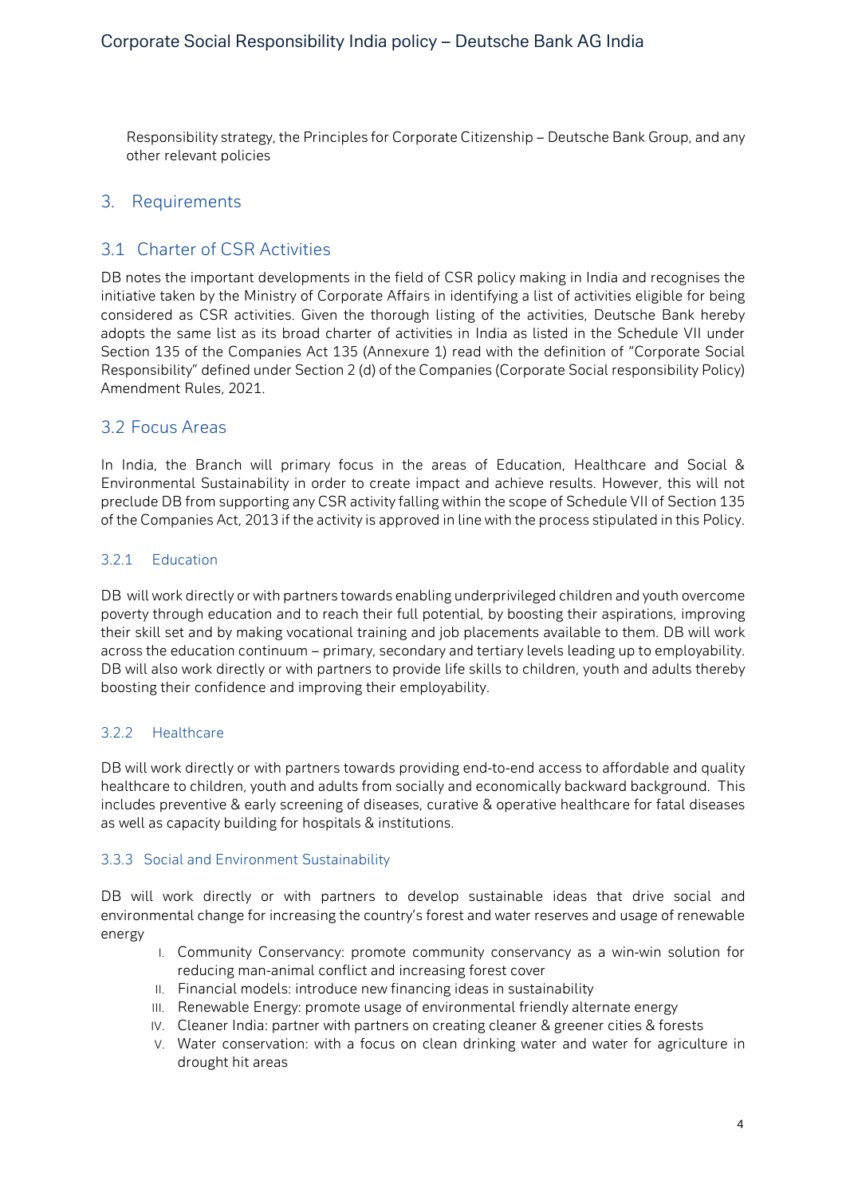Responsibility strategy, the Principles for Corporate Citizenship – Deutsche Bank Group, and any other relevant policies

## 3. Requirements

### 3.1 Charter of CSR Activities

DB notes the important developments in the field of CSR policy making in India and recognises the initiative taken by the Ministry of Corporate Affairs in identifying a list of activities eligible for being considered as CSR activities. Given the thorough listing of the activities, Deutsche Bank hereby adopts the same list as its broad charter of activities in India as listed in the Schedule VII under Section 135 of the Companies Act 135 (Annexure 1) read with the definition of "Corporate Social Responsibility" defined under Section 2 (d) of the Companies (Corporate Social responsibility Policy) Amendment Rules, 2021.

### 3.2 Focus Areas

In India, the Branch will primary focus in the areas of Education, Healthcare and Social & Environmental Sustainability in order to create impact and achieve results. However, this will not preclude DB from supporting any CSR activity falling within the scope of Schedule VII of Section 135 of the Companies Act, 2013 if the activity is approved in line with the process stipulated in this Policy.

#### 3.2.1 Education

DB will work directly or with partners towards enabling underprivileged children and youth overcome poverty through education and to reach their full potential, by boosting their aspirations, improving their skill set and by making vocational training and job placements available to them. DB will work across the education continuum – primary, secondary and tertiary levels leading up to employability. DB will also work directly or with partners to provide life skills to children, youth and adults thereby boosting their confidence and improving their employability.

#### 3.2.2 Healthcare

DB will work directly or with partners towards providing end-to-end access to affordable and quality healthcare to children, youth and adults from socially and economically backward background. This includes preventive & early screening of diseases, curative & operative healthcare for fatal diseases as well as capacity building for hospitals & institutions.

#### 3.3.3 Social and Environment Sustainability

DB will work directly or with partners to develop sustainable ideas that drive social and environmental change for increasing the country's forest and water reserves and usage of renewable energy

I. Community Conservancy: promote community conservancy as a win-win solution for reducing man-animal conflict and increasing forest cover
II. Financial models: introduce new financing ideas in sustainability
III. Renewable Energy: promote usage of environmental friendly alternate energy
IV. Cleaner India: partner with partners on creating cleaner & greener cities & forests
V. Water conservation: with a focus on clean drinking water and water for agriculture in drought hit areas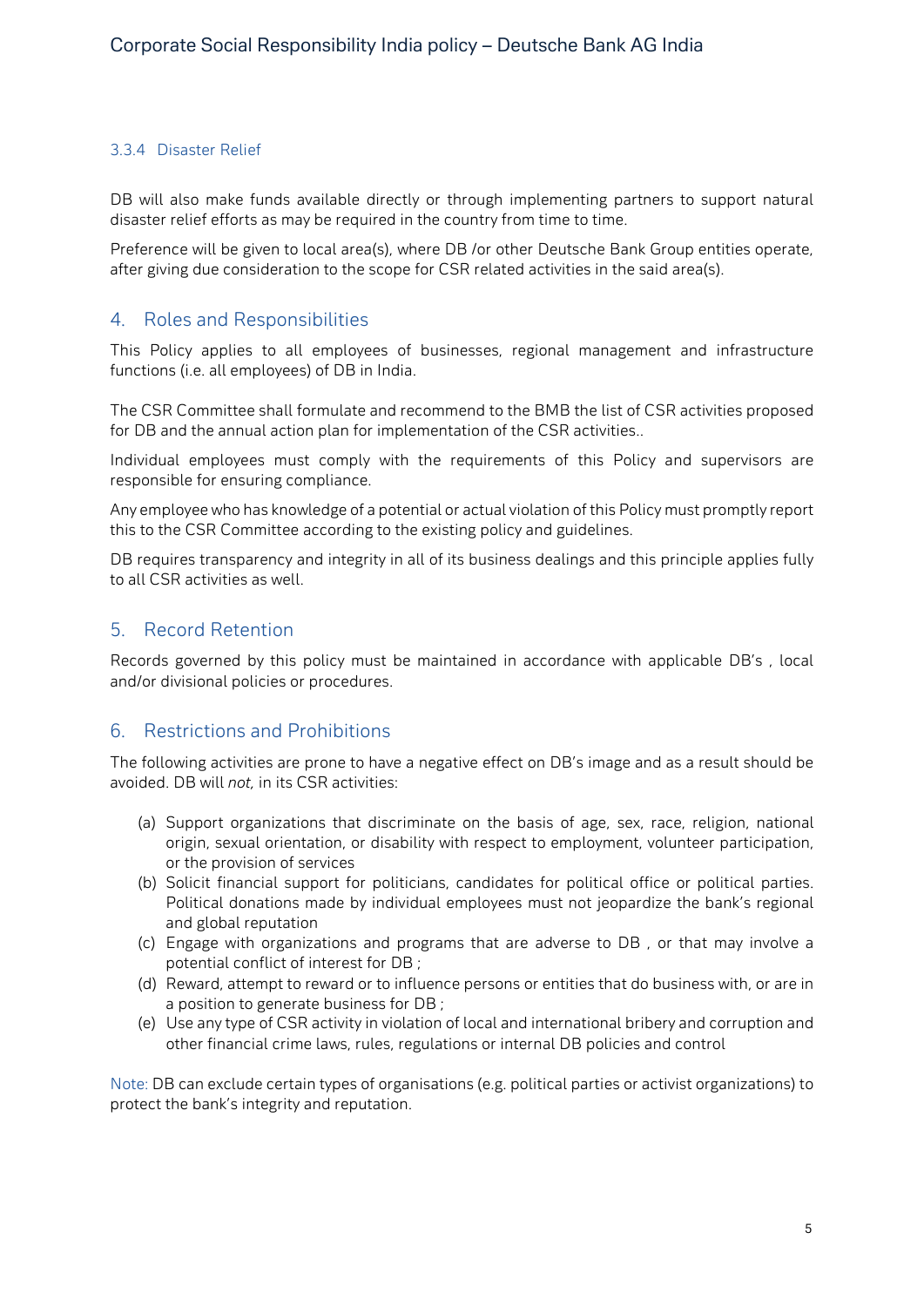#### 3.3.4 Disaster Relief

DB will also make funds available directly or through implementing partners to support natural disaster relief efforts as may be required in the country from time to time.

Preference will be given to local area(s), where DB /or other Deutsche Bank Group entities operate, after giving due consideration to the scope for CSR related activities in the said area(s).

## 4. Roles and Responsibilities

This Policy applies to all employees of businesses, regional management and infrastructure functions (i.e. all employees) of DB in India.

The CSR Committee shall formulate and recommend to the BMB the list of CSR activities proposed for DB and the annual action plan for implementation of the CSR activities..

Individual employees must comply with the requirements of this Policy and supervisors are responsible for ensuring compliance.

Any employee who has knowledge of a potential or actual violation of this Policy must promptly report this to the CSR Committee according to the existing policy and guidelines.

DB requires transparency and integrity in all of its business dealings and this principle applies fully to all CSR activities as well.

## 5. Record Retention

Records governed by this policy must be maintained in accordance with applicable DB's , local and/or divisional policies or procedures.

## 6. Restrictions and Prohibitions

The following activities are prone to have a negative effect on DB's image and as a result should be avoided. DB will *not,* in its CSR activities:

(a) Support organizations that discriminate on the basis of age, sex, race, religion, national origin, sexual orientation, or disability with respect to employment, volunteer participation, or the provision of services
(b) Solicit financial support for politicians, candidates for political office or political parties. Political donations made by individual employees must not jeopardize the bank's regional and global reputation
(c) Engage with organizations and programs that are adverse to DB , or that may involve a potential conflict of interest for DB ;
(d) Reward, attempt to reward or to influence persons or entities that do business with, or are in a position to generate business for DB ;
(e) Use any type of CSR activity in violation of local and international bribery and corruption and other financial crime laws, rules, regulations or internal DB policies and control

Note: DB can exclude certain types of organisations (e.g. political parties or activist organizations) to protect the bank's integrity and reputation.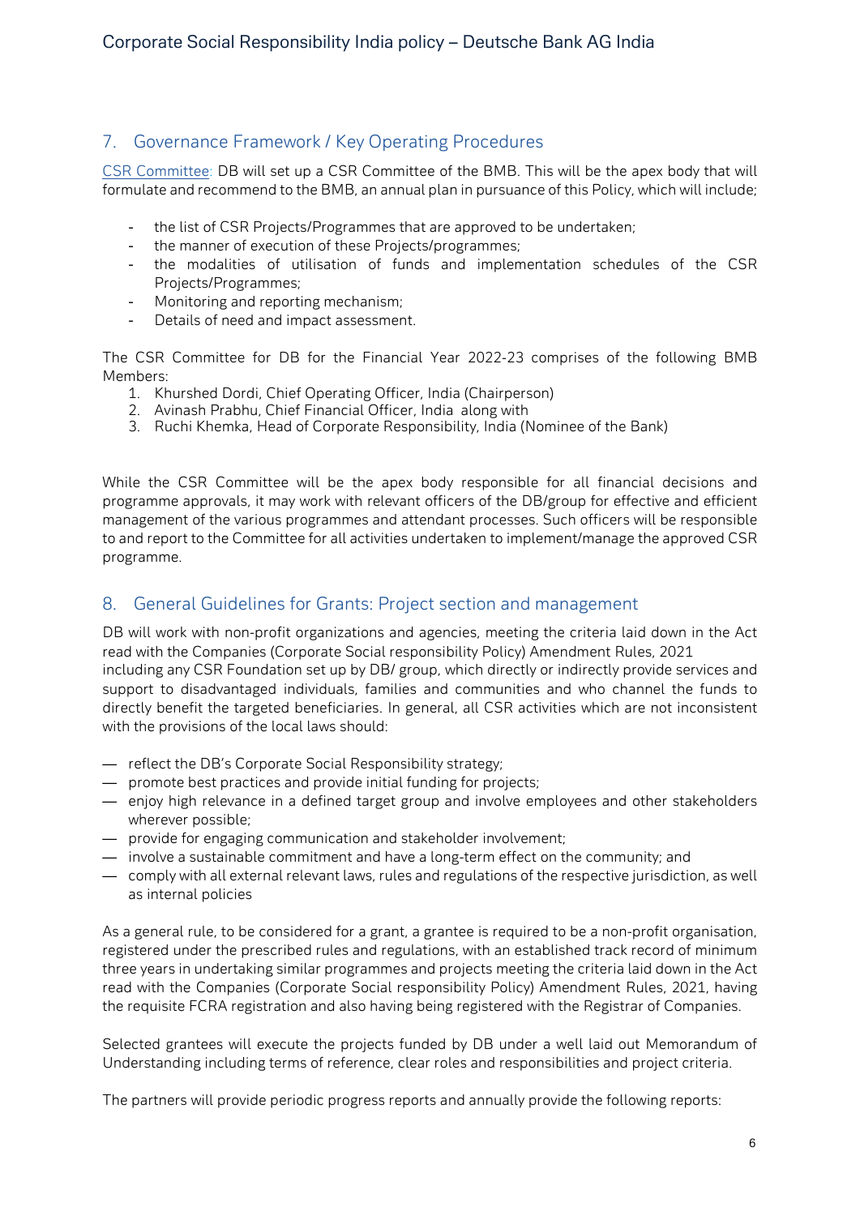## 7. Governance Framework / Key Operating Procedures

CSR Committee: DB will set up a CSR Committee of the BMB. This will be the apex body that will formulate and recommend to the BMB, an annual plan in pursuance of this Policy, which will include;

- the list of CSR Projects/Programmes that are approved to be undertaken;
- the manner of execution of these Projects/programmes;
- the modalities of utilisation of funds and implementation schedules of the CSR Projects/Programmes;
- Monitoring and reporting mechanism;
- Details of need and impact assessment.

The CSR Committee for DB for the Financial Year 2022-23 comprises of the following BMB Members:

1. Khurshed Dordi, Chief Operating Officer, India (Chairperson)
2. Avinash Prabhu, Chief Financial Officer, India along with
3. Ruchi Khemka, Head of Corporate Responsibility, India (Nominee of the Bank)

While the CSR Committee will be the apex body responsible for all financial decisions and programme approvals, it may work with relevant officers of the DB/group for effective and efficient management of the various programmes and attendant processes. Such officers will be responsible to and report to the Committee for all activities undertaken to implement/manage the approved CSR programme.

## 8. General Guidelines for Grants: Project section and management

DB will work with non-profit organizations and agencies, meeting the criteria laid down in the Act read with the Companies (Corporate Social responsibility Policy) Amendment Rules, 2021 including any CSR Foundation set up by DB/ group, which directly or indirectly provide services and support to disadvantaged individuals, families and communities and who channel the funds to directly benefit the targeted beneficiaries. In general, all CSR activities which are not inconsistent with the provisions of the local laws should:

- reflect the DB's Corporate Social Responsibility strategy;
- promote best practices and provide initial funding for projects;
- enjoy high relevance in a defined target group and involve employees and other stakeholders wherever possible;
- provide for engaging communication and stakeholder involvement;
- involve a sustainable commitment and have a long-term effect on the community; and
- comply with all external relevant laws, rules and regulations of the respective jurisdiction, as well as internal policies

As a general rule, to be considered for a grant, a grantee is required to be a non-profit organisation, registered under the prescribed rules and regulations, with an established track record of minimum three years in undertaking similar programmes and projects meeting the criteria laid down in the Act read with the Companies (Corporate Social responsibility Policy) Amendment Rules, 2021, having the requisite FCRA registration and also having being registered with the Registrar of Companies.

Selected grantees will execute the projects funded by DB under a well laid out Memorandum of Understanding including terms of reference, clear roles and responsibilities and project criteria.

The partners will provide periodic progress reports and annually provide the following reports: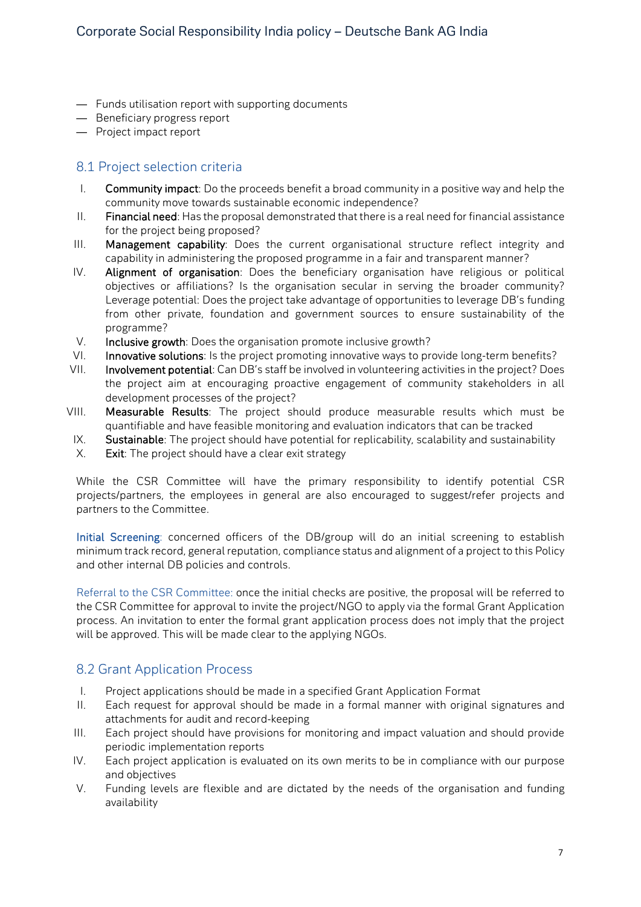- Funds utilisation report with supporting documents
- Beneficiary progress report
- Project impact report

## 8.1 Project selection criteria

I. **Community impact**: Do the proceeds benefit a broad community in a positive way and help the community move towards sustainable economic independence?

II. **Financial need**: Has the proposal demonstrated that there is a real need for financial assistance for the project being proposed?

III. **Management capability**: Does the current organisational structure reflect integrity and capability in administering the proposed programme in a fair and transparent manner?

IV. **Alignment of organisation**: Does the beneficiary organisation have religious or political objectives or affiliations? Is the organisation secular in serving the broader community? Leverage potential: Does the project take advantage of opportunities to leverage DB's funding from other private, foundation and government sources to ensure sustainability of the programme?

V. **Inclusive growth**: Does the organisation promote inclusive growth?

VI. **Innovative solutions**: Is the project promoting innovative ways to provide long-term benefits?

VII. **Involvement potential**: Can DB's staff be involved in volunteering activities in the project? Does the project aim at encouraging proactive engagement of community stakeholders in all development processes of the project?

VIII. **Measurable Results**: The project should produce measurable results which must be quantifiable and have feasible monitoring and evaluation indicators that can be tracked

IX. **Sustainable**: The project should have potential for replicability, scalability and sustainability

X. **Exit**: The project should have a clear exit strategy

While the CSR Committee will have the primary responsibility to identify potential CSR projects/partners, the employees in general are also encouraged to suggest/refer projects and partners to the Committee.

Initial Screening: concerned officers of the DB/group will do an initial screening to establish minimum track record, general reputation, compliance status and alignment of a project to this Policy and other internal DB policies and controls.

Referral to the CSR Committee: once the initial checks are positive, the proposal will be referred to the CSR Committee for approval to invite the project/NGO to apply via the formal Grant Application process. An invitation to enter the formal grant application process does not imply that the project will be approved. This will be made clear to the applying NGOs.

## 8.2 Grant Application Process

I. Project applications should be made in a specified Grant Application Format

II. Each request for approval should be made in a formal manner with original signatures and attachments for audit and record-keeping

III. Each project should have provisions for monitoring and impact valuation and should provide periodic implementation reports

IV. Each project application is evaluated on its own merits to be in compliance with our purpose and objectives

V. Funding levels are flexible and are dictated by the needs of the organisation and funding availability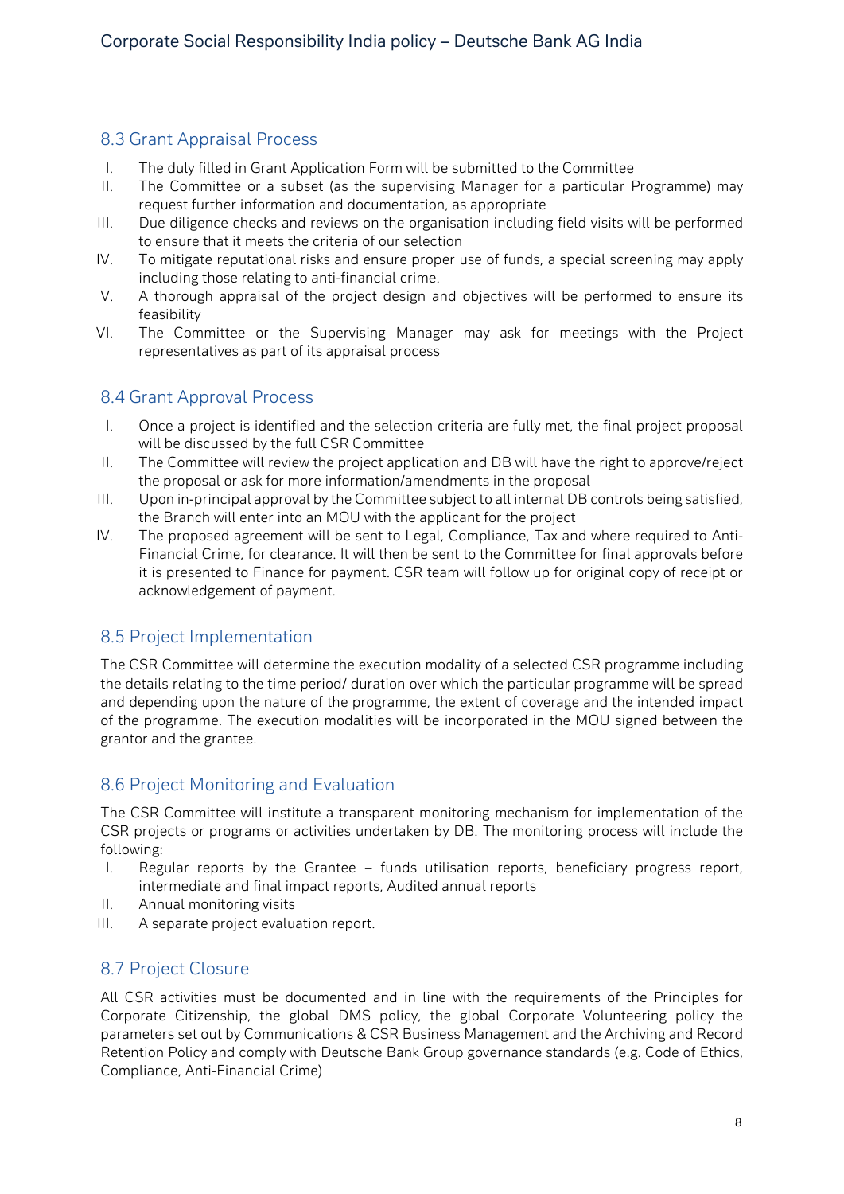## 8.3 Grant Appraisal Process

I. The duly filled in Grant Application Form will be submitted to the Committee
II. The Committee or a subset (as the supervising Manager for a particular Programme) may request further information and documentation, as appropriate
III. Due diligence checks and reviews on the organisation including field visits will be performed to ensure that it meets the criteria of our selection
IV. To mitigate reputational risks and ensure proper use of funds, a special screening may apply including those relating to anti-financial crime.
V. A thorough appraisal of the project design and objectives will be performed to ensure its feasibility
VI. The Committee or the Supervising Manager may ask for meetings with the Project representatives as part of its appraisal process

## 8.4 Grant Approval Process

I. Once a project is identified and the selection criteria are fully met, the final project proposal will be discussed by the full CSR Committee
II. The Committee will review the project application and DB will have the right to approve/reject the proposal or ask for more information/amendments in the proposal
III. Upon in-principal approval by the Committee subject to all internal DB controls being satisfied, the Branch will enter into an MOU with the applicant for the project
IV. The proposed agreement will be sent to Legal, Compliance, Tax and where required to Anti-Financial Crime, for clearance. It will then be sent to the Committee for final approvals before it is presented to Finance for payment. CSR team will follow up for original copy of receipt or acknowledgement of payment.

## 8.5 Project Implementation

The CSR Committee will determine the execution modality of a selected CSR programme including the details relating to the time period/ duration over which the particular programme will be spread and depending upon the nature of the programme, the extent of coverage and the intended impact of the programme. The execution modalities will be incorporated in the MOU signed between the grantor and the grantee.

## 8.6 Project Monitoring and Evaluation

The CSR Committee will institute a transparent monitoring mechanism for implementation of the CSR projects or programs or activities undertaken by DB. The monitoring process will include the following:

I. Regular reports by the Grantee – funds utilisation reports, beneficiary progress report, intermediate and final impact reports, Audited annual reports
II. Annual monitoring visits
III. A separate project evaluation report.

## 8.7 Project Closure

All CSR activities must be documented and in line with the requirements of the Principles for Corporate Citizenship, the global DMS policy, the global Corporate Volunteering policy the parameters set out by Communications & CSR Business Management and the Archiving and Record Retention Policy and comply with Deutsche Bank Group governance standards (e.g. Code of Ethics, Compliance, Anti-Financial Crime)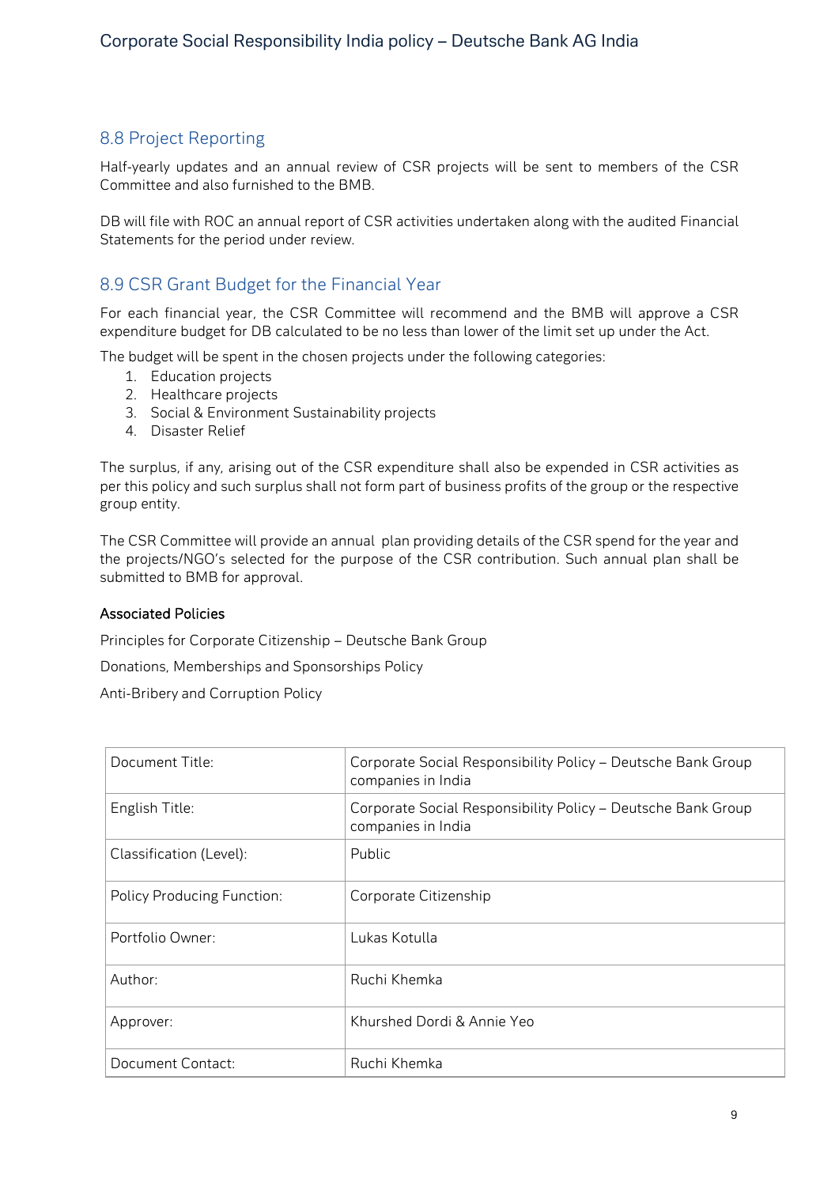## 8.8 Project Reporting

Half-yearly updates and an annual review of CSR projects will be sent to members of the CSR Committee and also furnished to the BMB.

DB will file with ROC an annual report of CSR activities undertaken along with the audited Financial Statements for the period under review.

## 8.9 CSR Grant Budget for the Financial Year

For each financial year, the CSR Committee will recommend and the BMB will approve a CSR expenditure budget for DB calculated to be no less than lower of the limit set up under the Act.

The budget will be spent in the chosen projects under the following categories:

1. Education projects
2. Healthcare projects
3. Social & Environment Sustainability projects
4. Disaster Relief

The surplus, if any, arising out of the CSR expenditure shall also be expended in CSR activities as per this policy and such surplus shall not form part of business profits of the group or the respective group entity.

The CSR Committee will provide an annual plan providing details of the CSR spend for the year and the projects/NGO's selected for the purpose of the CSR contribution. Such annual plan shall be submitted to BMB for approval.

**Associated Policies**

Principles for Corporate Citizenship – Deutsche Bank Group

Donations, Memberships and Sponsorships Policy

Anti-Bribery and Corruption Policy

| | |
|---|---|
| Document Title: | Corporate Social Responsibility Policy – Deutsche Bank Group companies in India |
| English Title: | Corporate Social Responsibility Policy – Deutsche Bank Group companies in India |
| Classification (Level): | Public |
| Policy Producing Function: | Corporate Citizenship |
| Portfolio Owner: | Lukas Kotulla |
| Author: | Ruchi Khemka |
| Approver: | Khurshed Dordi & Annie Yeo |
| Document Contact: | Ruchi Khemka |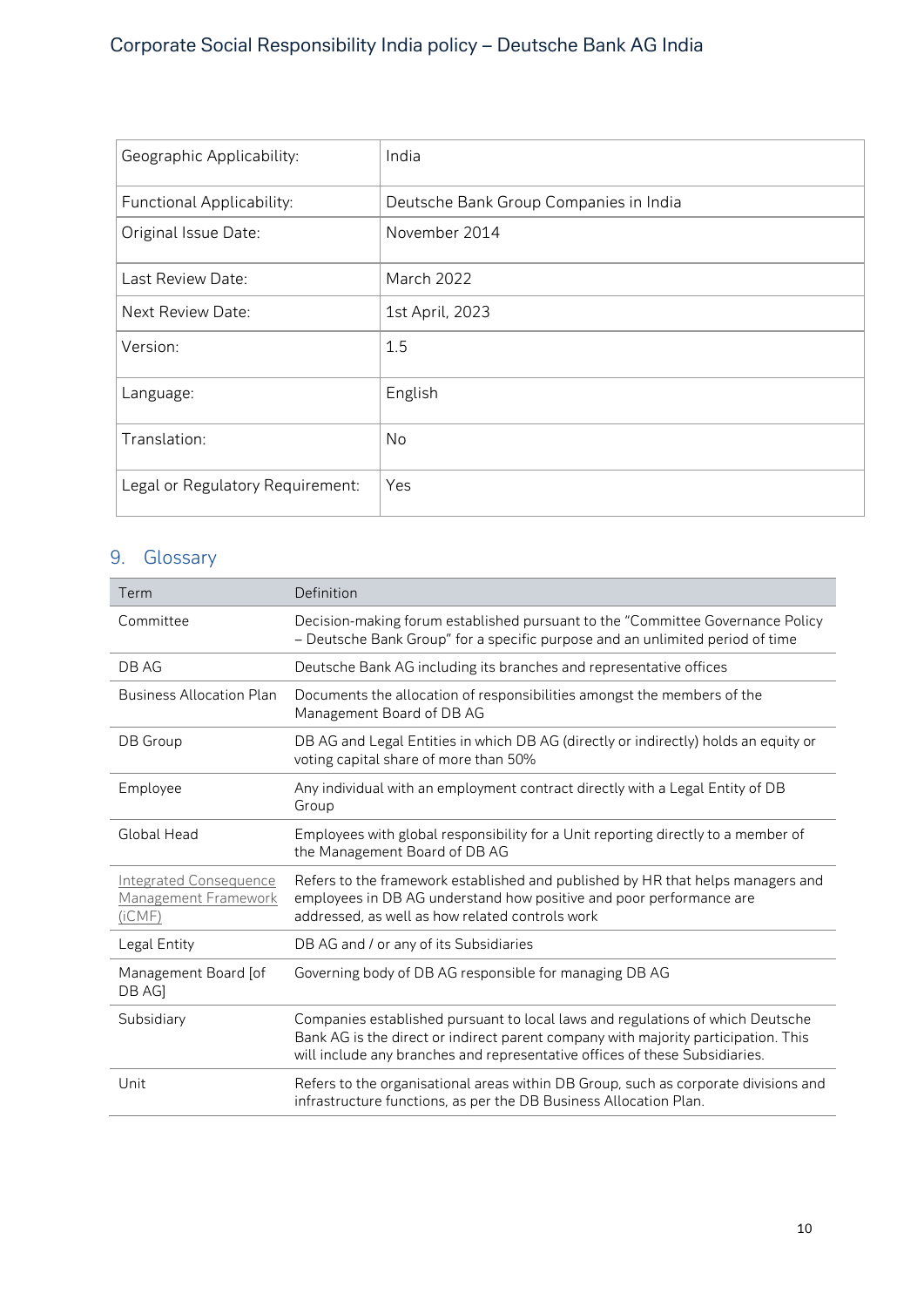| Geographic Applicability: | India |
| --- | --- |
| Functional Applicability: | Deutsche Bank Group Companies in India |
| Original Issue Date: | November 2014 |
| Last Review Date: | March 2022 |
| Next Review Date: | 1st April, 2023 |
| Version: | 1.5 |
| Language: | English |
| Translation: | No |
| Legal or Regulatory Requirement: | Yes |

## 9. Glossary

| Term | Definition |
| --- | --- |
| Committee | Decision-making forum established pursuant to the "Committee Governance Policy – Deutsche Bank Group" for a specific purpose and an unlimited period of time |
| DB AG | Deutsche Bank AG including its branches and representative offices |
| Business Allocation Plan | Documents the allocation of responsibilities amongst the members of the Management Board of DB AG |
| DB Group | DB AG and Legal Entities in which DB AG (directly or indirectly) holds an equity or voting capital share of more than 50% |
| Employee | Any individual with an employment contract directly with a Legal Entity of DB Group |
| Global Head | Employees with global responsibility for a Unit reporting directly to a member of the Management Board of DB AG |
| Integrated Consequence Management Framework (iCMF) | Refers to the framework established and published by HR that helps managers and employees in DB AG understand how positive and poor performance are addressed, as well as how related controls work |
| Legal Entity | DB AG and / or any of its Subsidiaries |
| Management Board [of DB AG] | Governing body of DB AG responsible for managing DB AG |
| Subsidiary | Companies established pursuant to local laws and regulations of which Deutsche Bank AG is the direct or indirect parent company with majority participation. This will include any branches and representative offices of these Subsidiaries. |
| Unit | Refers to the organisational areas within DB Group, such as corporate divisions and infrastructure functions, as per the DB Business Allocation Plan. |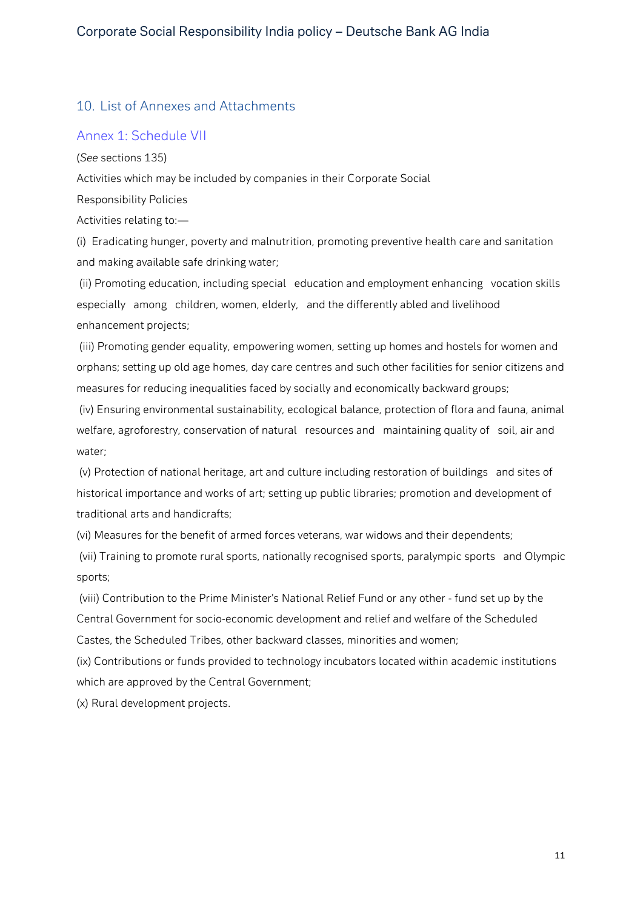## 10. List of Annexes and Attachments

### Annex 1: Schedule VII

(*See* sections 135)

Activities which may be included by companies in their Corporate Social

Responsibility Policies

Activities relating to:—

(i) Eradicating hunger, poverty and malnutrition, promoting preventive health care and sanitation and making available safe drinking water;

(ii) Promoting education, including special education and employment enhancing vocation skills especially among children, women, elderly, and the differently abled and livelihood enhancement projects;

(iii) Promoting gender equality, empowering women, setting up homes and hostels for women and orphans; setting up old age homes, day care centres and such other facilities for senior citizens and measures for reducing inequalities faced by socially and economically backward groups;

(iv) Ensuring environmental sustainability, ecological balance, protection of flora and fauna, animal welfare, agroforestry, conservation of natural resources and maintaining quality of soil, air and water;

(v) Protection of national heritage, art and culture including restoration of buildings and sites of historical importance and works of art; setting up public libraries; promotion and development of traditional arts and handicrafts;

(vi) Measures for the benefit of armed forces veterans, war widows and their dependents;

(vii) Training to promote rural sports, nationally recognised sports, paralympic sports and Olympic sports;

(viii) Contribution to the Prime Minister's National Relief Fund or any other - fund set up by the Central Government for socio-economic development and relief and welfare of the Scheduled Castes, the Scheduled Tribes, other backward classes, minorities and women;

(ix) Contributions or funds provided to technology incubators located within academic institutions which are approved by the Central Government;

(x) Rural development projects.